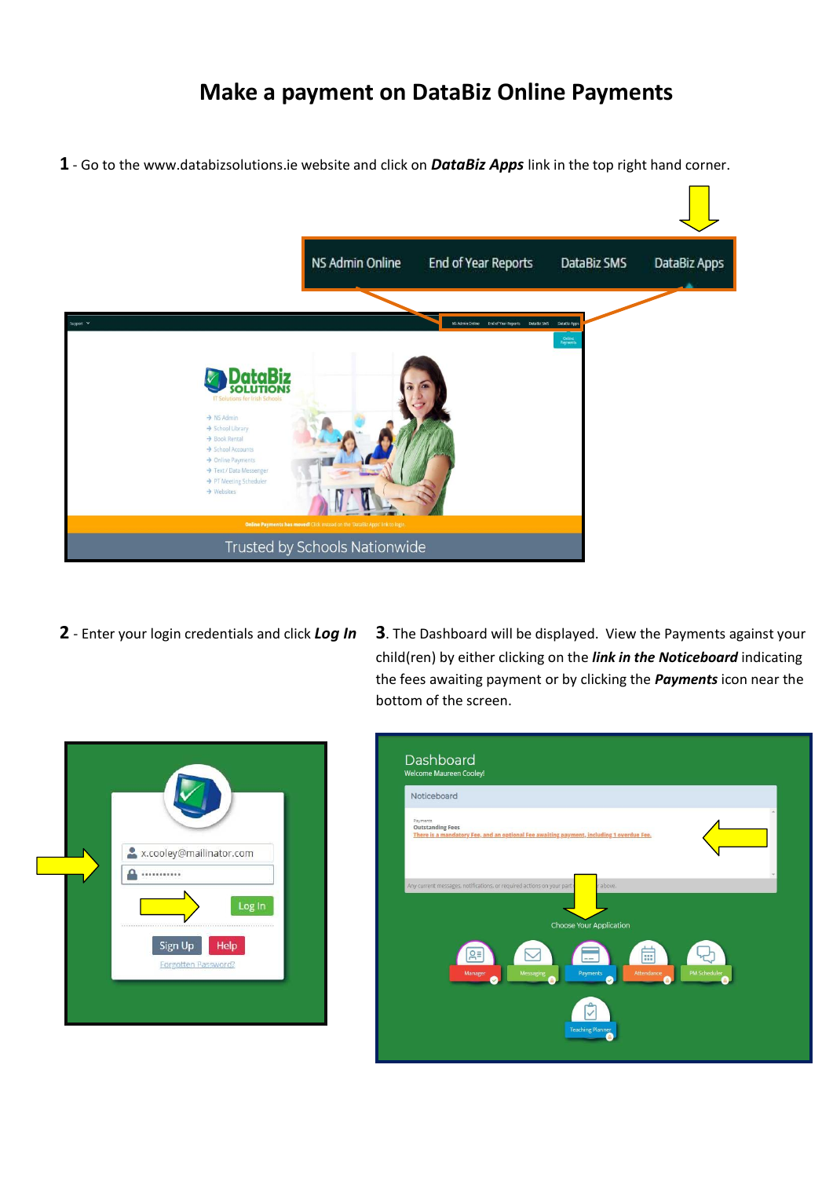# Make a payment on DataBiz Online Payments

**1** - Go to the www.databizsolutions.ie website and click on ***DataBiz Apps*** link in the top right hand corner.

**2** - Enter your login credentials and click ***Log In***

**3**. The Dashboard will be displayed. View the Payments against your child(ren) by either clicking on the ***link in the Noticeboard*** indicating the fees awaiting payment or by clicking the ***Payments*** icon near the bottom of the screen.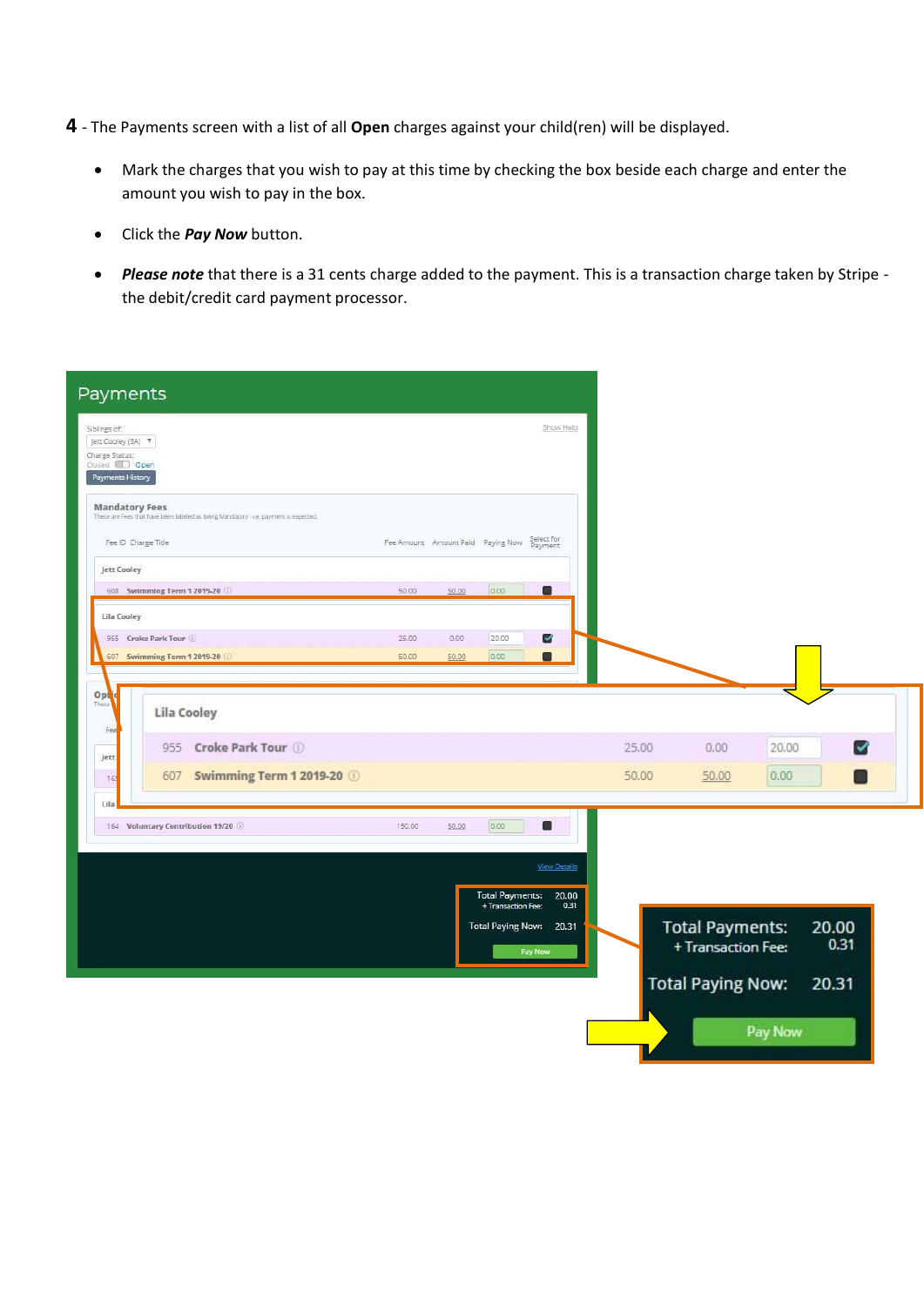**4** - The Payments screen with a list of all **Open** charges against your child(ren) will be displayed.

- Mark the charges that you wish to pay at this time by checking the box beside each charge and enter the amount you wish to pay in the box.
- Click the ***Pay Now*** button.
- ***Please note*** that there is a 31 cents charge added to the payment. This is a transaction charge taken by Stripe - the debit/credit card payment processor.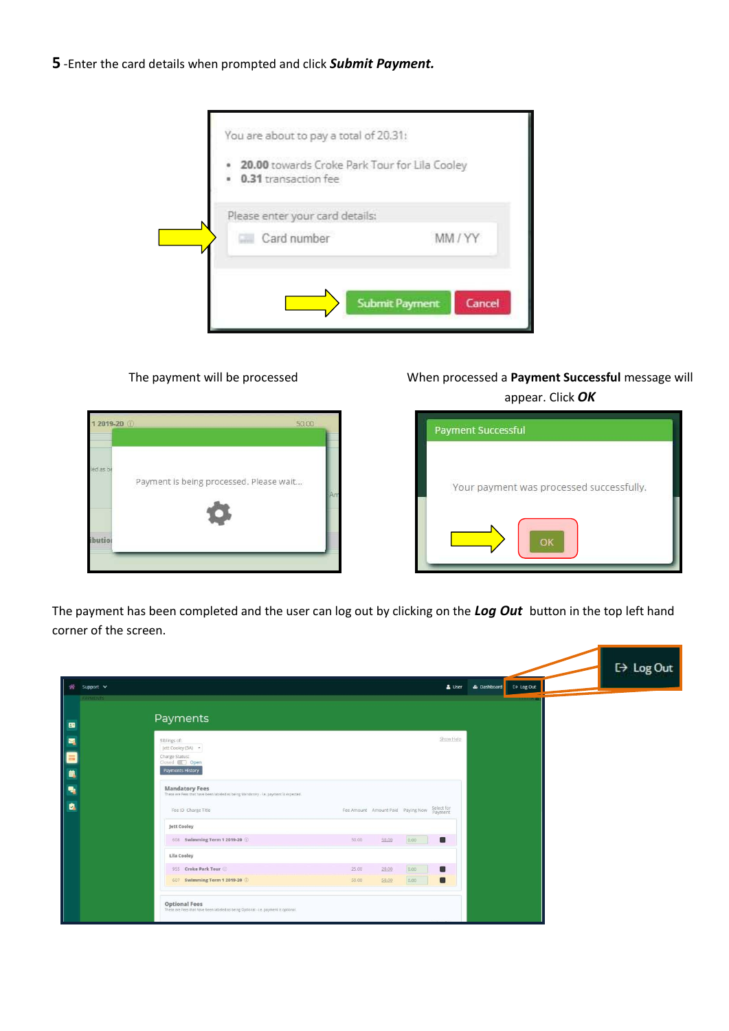**5** -Enter the card details when prompted and click ***Submit Payment.***

The payment will be processed

When processed a **Payment Successful** message will appear. Click ***OK***

The payment has been completed and the user can log out by clicking on the ***Log Out*** button in the top left hand corner of the screen.